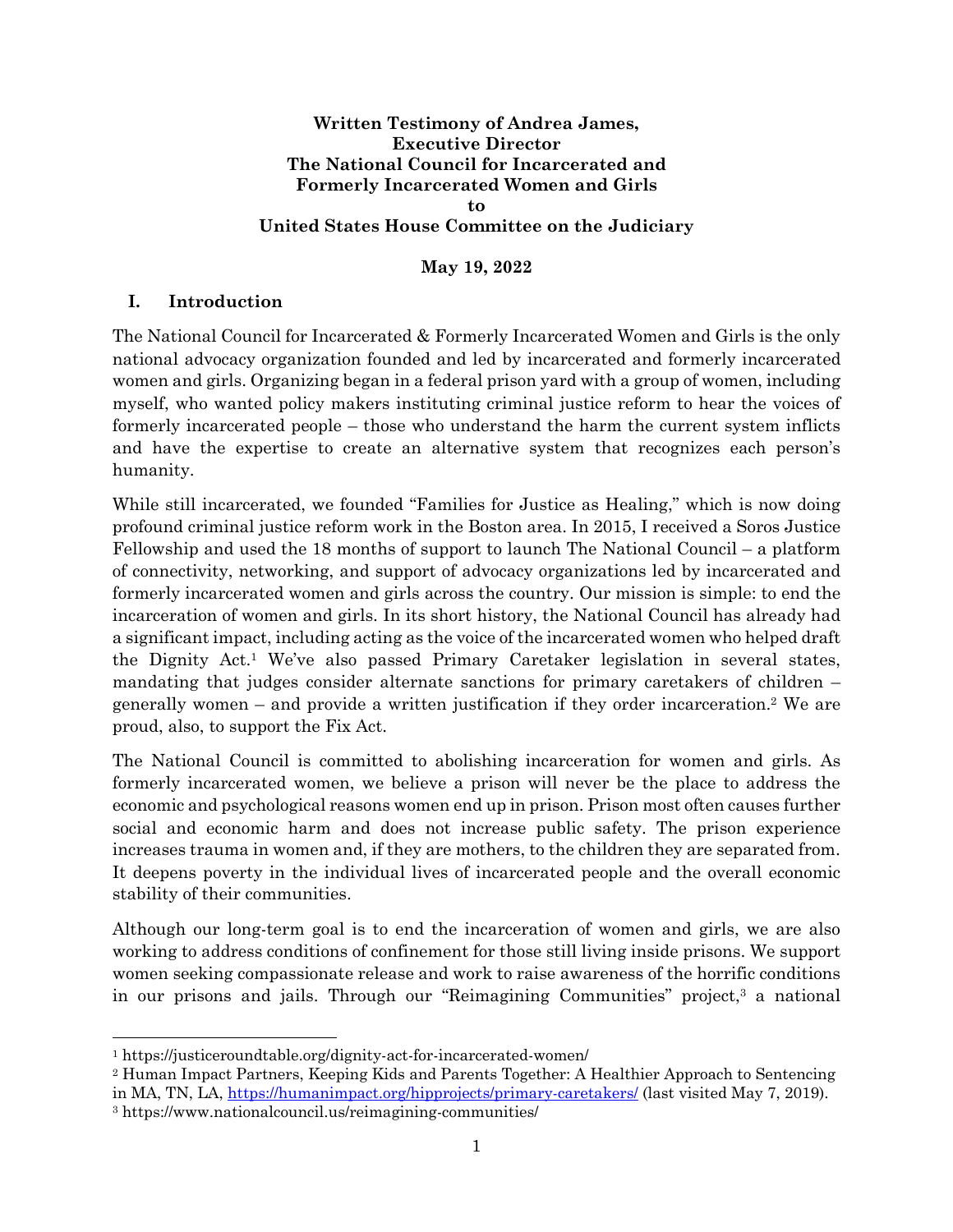**Written Testimony of Andrea James,**
**Executive Director**
**The National Council for Incarcerated and Formerly Incarcerated Women and Girls**
**to**
**United States House Committee on the Judiciary**

**May 19, 2022**

## I. Introduction

The National Council for Incarcerated & Formerly Incarcerated Women and Girls is the only national advocacy organization founded and led by incarcerated and formerly incarcerated women and girls. Organizing began in a federal prison yard with a group of women, including myself, who wanted policy makers instituting criminal justice reform to hear the voices of formerly incarcerated people – those who understand the harm the current system inflicts and have the expertise to create an alternative system that recognizes each person's humanity.

While still incarcerated, we founded "Families for Justice as Healing," which is now doing profound criminal justice reform work in the Boston area. In 2015, I received a Soros Justice Fellowship and used the 18 months of support to launch The National Council – a platform of connectivity, networking, and support of advocacy organizations led by incarcerated and formerly incarcerated women and girls across the country. Our mission is simple: to end the incarceration of women and girls. In its short history, the National Council has already had a significant impact, including acting as the voice of the incarcerated women who helped draft the Dignity Act.[1] We've also passed Primary Caretaker legislation in several states, mandating that judges consider alternate sanctions for primary caretakers of children – generally women – and provide a written justification if they order incarceration.[2] We are proud, also, to support the Fix Act.

The National Council is committed to abolishing incarceration for women and girls. As formerly incarcerated women, we believe a prison will never be the place to address the economic and psychological reasons women end up in prison. Prison most often causes further social and economic harm and does not increase public safety. The prison experience increases trauma in women and, if they are mothers, to the children they are separated from. It deepens poverty in the individual lives of incarcerated people and the overall economic stability of their communities.

Although our long-term goal is to end the incarceration of women and girls, we are also working to address conditions of confinement for those still living inside prisons. We support women seeking compassionate release and work to raise awareness of the horrific conditions in our prisons and jails. Through our "Reimagining Communities" project,[3] a national

---

[1] https://justiceroundtable.org/dignity-act-for-incarcerated-women/

[2] Human Impact Partners, Keeping Kids and Parents Together: A Healthier Approach to Sentencing in MA, TN, LA, https://humanimpact.org/hipprojects/primary-caretakers/ (last visited May 7, 2019).

[3] https://www.nationalcouncil.us/reimagining-communities/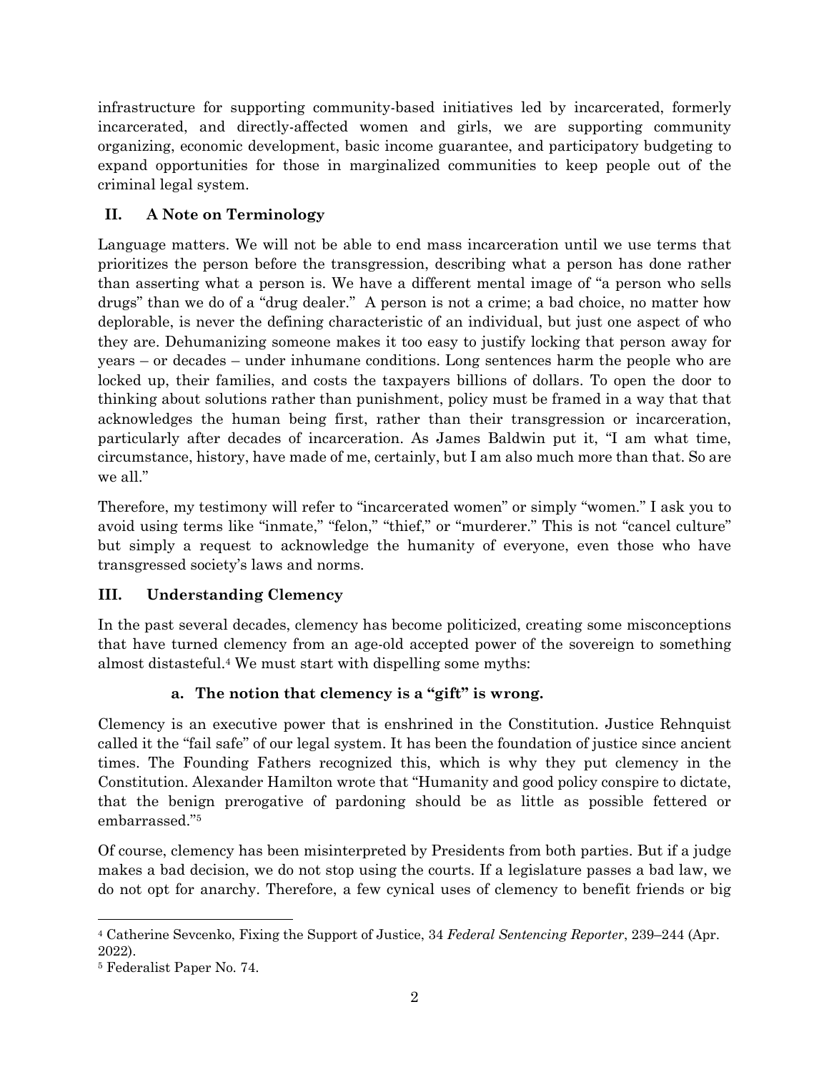infrastructure for supporting community-based initiatives led by incarcerated, formerly incarcerated, and directly-affected women and girls, we are supporting community organizing, economic development, basic income guarantee, and participatory budgeting to expand opportunities for those in marginalized communities to keep people out of the criminal legal system.

## II. A Note on Terminology

Language matters. We will not be able to end mass incarceration until we use terms that prioritizes the person before the transgression, describing what a person has done rather than asserting what a person is. We have a different mental image of "a person who sells drugs" than we do of a "drug dealer." A person is not a crime; a bad choice, no matter how deplorable, is never the defining characteristic of an individual, but just one aspect of who they are. Dehumanizing someone makes it too easy to justify locking that person away for years – or decades – under inhumane conditions. Long sentences harm the people who are locked up, their families, and costs the taxpayers billions of dollars. To open the door to thinking about solutions rather than punishment, policy must be framed in a way that that acknowledges the human being first, rather than their transgression or incarceration, particularly after decades of incarceration. As James Baldwin put it, "I am what time, circumstance, history, have made of me, certainly, but I am also much more than that. So are we all."

Therefore, my testimony will refer to "incarcerated women" or simply "women." I ask you to avoid using terms like "inmate," "felon," "thief," or "murderer." This is not "cancel culture" but simply a request to acknowledge the humanity of everyone, even those who have transgressed society's laws and norms.

## III. Understanding Clemency

In the past several decades, clemency has become politicized, creating some misconceptions that have turned clemency from an age-old accepted power of the sovereign to something almost distasteful.[4] We must start with dispelling some myths:

### a. The notion that clemency is a "gift" is wrong.

Clemency is an executive power that is enshrined in the Constitution. Justice Rehnquist called it the "fail safe" of our legal system. It has been the foundation of justice since ancient times. The Founding Fathers recognized this, which is why they put clemency in the Constitution. Alexander Hamilton wrote that "Humanity and good policy conspire to dictate, that the benign prerogative of pardoning should be as little as possible fettered or embarrassed."[5]

Of course, clemency has been misinterpreted by Presidents from both parties. But if a judge makes a bad decision, we do not stop using the courts. If a legislature passes a bad law, we do not opt for anarchy. Therefore, a few cynical uses of clemency to benefit friends or big

---

[4] Catherine Sevcenko, Fixing the Support of Justice, 34 *Federal Sentencing Reporter*, 239–244 (Apr. 2022).

[5] Federalist Paper No. 74.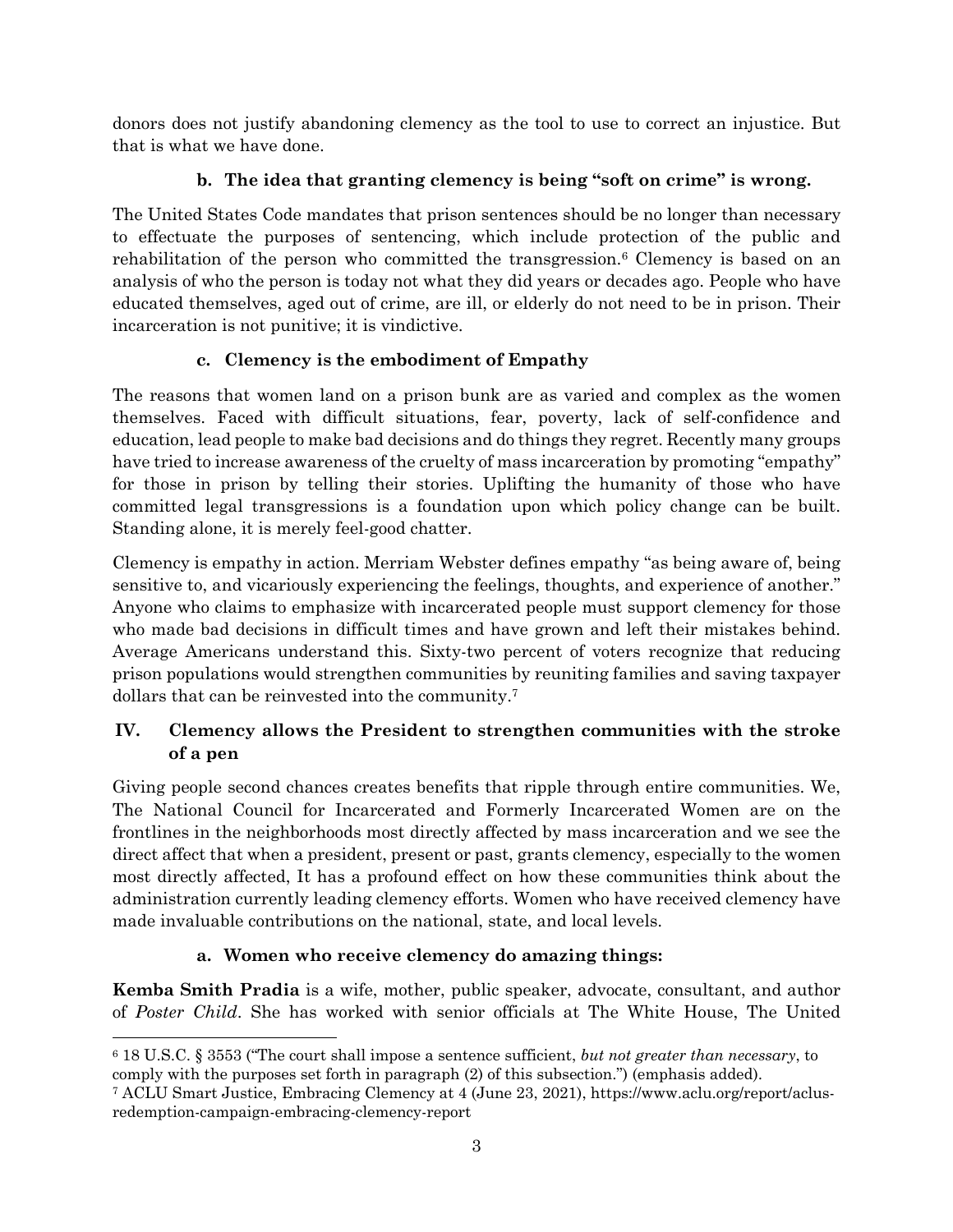donors does not justify abandoning clemency as the tool to use to correct an injustice. But that is what we have done.

### b. The idea that granting clemency is being "soft on crime" is wrong.

The United States Code mandates that prison sentences should be no longer than necessary to effectuate the purposes of sentencing, which include protection of the public and rehabilitation of the person who committed the transgression.[6] Clemency is based on an analysis of who the person is today not what they did years or decades ago. People who have educated themselves, aged out of crime, are ill, or elderly do not need to be in prison. Their incarceration is not punitive; it is vindictive.

### c. Clemency is the embodiment of Empathy

The reasons that women land on a prison bunk are as varied and complex as the women themselves. Faced with difficult situations, fear, poverty, lack of self-confidence and education, lead people to make bad decisions and do things they regret. Recently many groups have tried to increase awareness of the cruelty of mass incarceration by promoting "empathy" for those in prison by telling their stories. Uplifting the humanity of those who have committed legal transgressions is a foundation upon which policy change can be built. Standing alone, it is merely feel-good chatter.

Clemency is empathy in action. Merriam Webster defines empathy "as being aware of, being sensitive to, and vicariously experiencing the feelings, thoughts, and experience of another." Anyone who claims to emphasize with incarcerated people must support clemency for those who made bad decisions in difficult times and have grown and left their mistakes behind. Average Americans understand this. Sixty-two percent of voters recognize that reducing prison populations would strengthen communities by reuniting families and saving taxpayer dollars that can be reinvested into the community.[7]

## IV. Clemency allows the President to strengthen communities with the stroke of a pen

Giving people second chances creates benefits that ripple through entire communities. We, The National Council for Incarcerated and Formerly Incarcerated Women are on the frontlines in the neighborhoods most directly affected by mass incarceration and we see the direct affect that when a president, present or past, grants clemency, especially to the women most directly affected, It has a profound effect on how these communities think about the administration currently leading clemency efforts. Women who have received clemency have made invaluable contributions on the national, state, and local levels.

### a. Women who receive clemency do amazing things:

**Kemba Smith Pradia** is a wife, mother, public speaker, advocate, consultant, and author of *Poster Child*. She has worked with senior officials at The White House, The United

---

[6] 18 U.S.C. § 3553 ("The court shall impose a sentence sufficient, *but not greater than necessary*, to comply with the purposes set forth in paragraph (2) of this subsection.") (emphasis added).

[7] ACLU Smart Justice, Embracing Clemency at 4 (June 23, 2021), https://www.aclu.org/report/aclus-redemption-campaign-embracing-clemency-report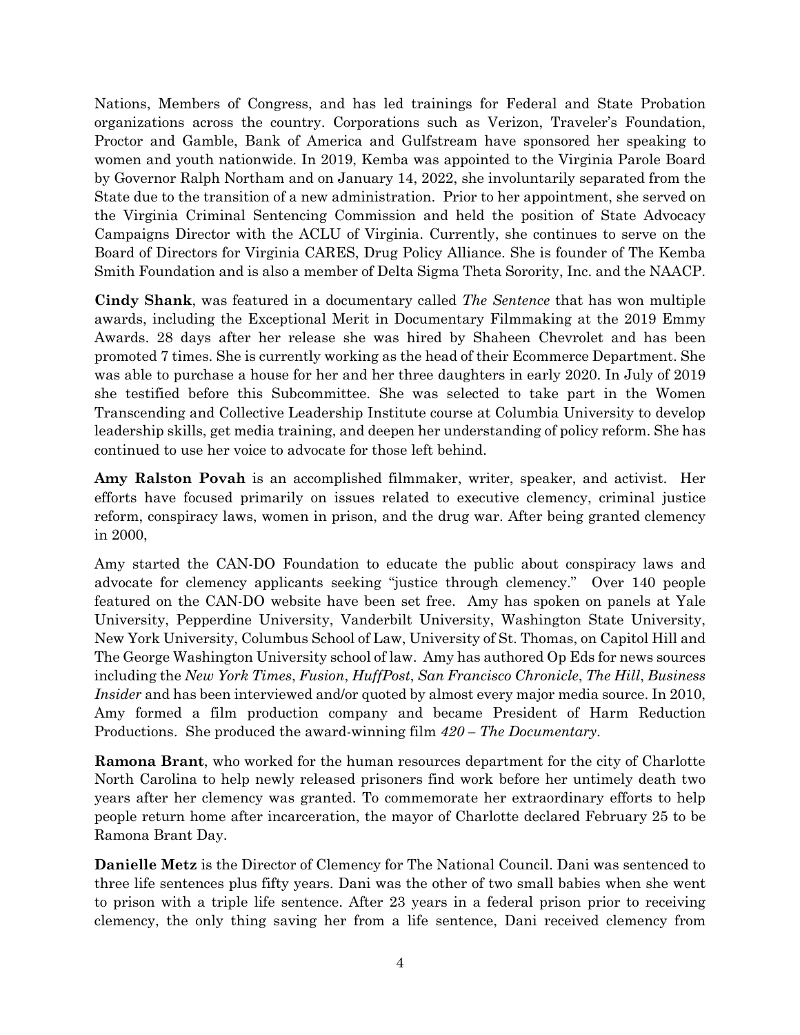Nations, Members of Congress, and has led trainings for Federal and State Probation organizations across the country. Corporations such as Verizon, Traveler's Foundation, Proctor and Gamble, Bank of America and Gulfstream have sponsored her speaking to women and youth nationwide. In 2019, Kemba was appointed to the Virginia Parole Board by Governor Ralph Northam and on January 14, 2022, she involuntarily separated from the State due to the transition of a new administration. Prior to her appointment, she served on the Virginia Criminal Sentencing Commission and held the position of State Advocacy Campaigns Director with the ACLU of Virginia. Currently, she continues to serve on the Board of Directors for Virginia CARES, Drug Policy Alliance. She is founder of The Kemba Smith Foundation and is also a member of Delta Sigma Theta Sorority, Inc. and the NAACP.

**Cindy Shank**, was featured in a documentary called *The Sentence* that has won multiple awards, including the Exceptional Merit in Documentary Filmmaking at the 2019 Emmy Awards. 28 days after her release she was hired by Shaheen Chevrolet and has been promoted 7 times. She is currently working as the head of their Ecommerce Department. She was able to purchase a house for her and her three daughters in early 2020. In July of 2019 she testified before this Subcommittee. She was selected to take part in the Women Transcending and Collective Leadership Institute course at Columbia University to develop leadership skills, get media training, and deepen her understanding of policy reform. She has continued to use her voice to advocate for those left behind.

**Amy Ralston Povah** is an accomplished filmmaker, writer, speaker, and activist. Her efforts have focused primarily on issues related to executive clemency, criminal justice reform, conspiracy laws, women in prison, and the drug war. After being granted clemency in 2000,

Amy started the CAN-DO Foundation to educate the public about conspiracy laws and advocate for clemency applicants seeking "justice through clemency." Over 140 people featured on the CAN-DO website have been set free. Amy has spoken on panels at Yale University, Pepperdine University, Vanderbilt University, Washington State University, New York University, Columbus School of Law, University of St. Thomas, on Capitol Hill and The George Washington University school of law. Amy has authored Op Eds for news sources including the *New York Times*, *Fusion*, *HuffPost*, *San Francisco Chronicle*, *The Hill*, *Business Insider* and has been interviewed and/or quoted by almost every major media source. In 2010, Amy formed a film production company and became President of Harm Reduction Productions. She produced the award-winning film *420 – The Documentary*.

**Ramona Brant**, who worked for the human resources department for the city of Charlotte North Carolina to help newly released prisoners find work before her untimely death two years after her clemency was granted. To commemorate her extraordinary efforts to help people return home after incarceration, the mayor of Charlotte declared February 25 to be Ramona Brant Day.

**Danielle Metz** is the Director of Clemency for The National Council. Dani was sentenced to three life sentences plus fifty years. Dani was the other of two small babies when she went to prison with a triple life sentence. After 23 years in a federal prison prior to receiving clemency, the only thing saving her from a life sentence, Dani received clemency from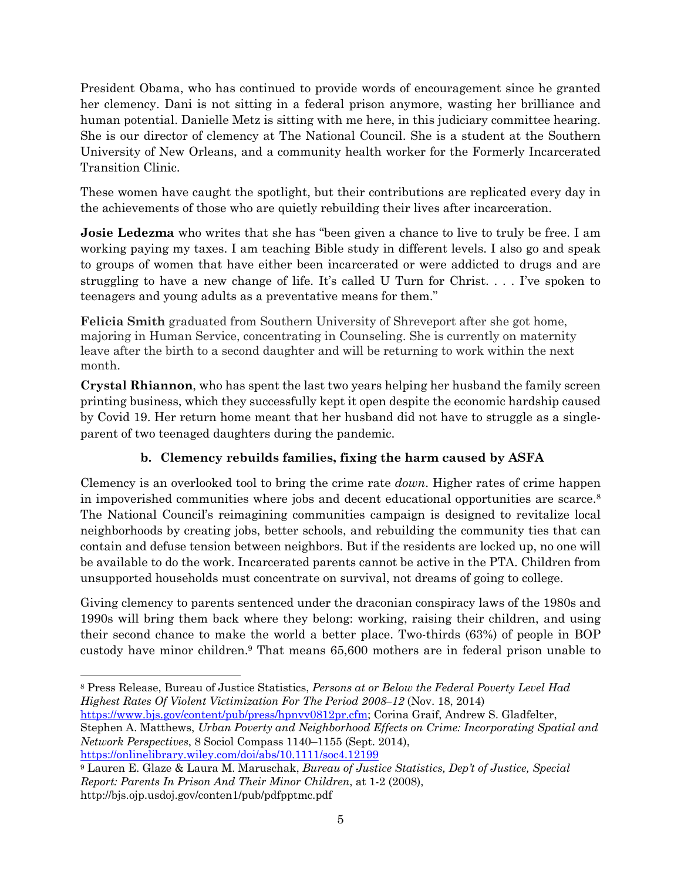President Obama, who has continued to provide words of encouragement since he granted her clemency. Dani is not sitting in a federal prison anymore, wasting her brilliance and human potential. Danielle Metz is sitting with me here, in this judiciary committee hearing. She is our director of clemency at The National Council. She is a student at the Southern University of New Orleans, and a community health worker for the Formerly Incarcerated Transition Clinic.

These women have caught the spotlight, but their contributions are replicated every day in the achievements of those who are quietly rebuilding their lives after incarceration.

**Josie Ledezma** who writes that she has "been given a chance to live to truly be free. I am working paying my taxes. I am teaching Bible study in different levels. I also go and speak to groups of women that have either been incarcerated or were addicted to drugs and are struggling to have a new change of life. It's called U Turn for Christ. . . . I've spoken to teenagers and young adults as a preventative means for them."

**Felicia Smith** graduated from Southern University of Shreveport after she got home, majoring in Human Service, concentrating in Counseling. She is currently on maternity leave after the birth to a second daughter and will be returning to work within the next month.

**Crystal Rhiannon**, who has spent the last two years helping her husband the family screen printing business, which they successfully kept it open despite the economic hardship caused by Covid 19. Her return home meant that her husband did not have to struggle as a single-parent of two teenaged daughters during the pandemic.

### b. Clemency rebuilds families, fixing the harm caused by ASFA

Clemency is an overlooked tool to bring the crime rate *down*. Higher rates of crime happen in impoverished communities where jobs and decent educational opportunities are scarce.[8] The National Council's reimagining communities campaign is designed to revitalize local neighborhoods by creating jobs, better schools, and rebuilding the community ties that can contain and defuse tension between neighbors. But if the residents are locked up, no one will be available to do the work. Incarcerated parents cannot be active in the PTA. Children from unsupported households must concentrate on survival, not dreams of going to college.

Giving clemency to parents sentenced under the draconian conspiracy laws of the 1980s and 1990s will bring them back where they belong: working, raising their children, and using their second chance to make the world a better place. Two-thirds (63%) of people in BOP custody have minor children.[9] That means 65,600 mothers are in federal prison unable to

---

[8] Press Release, Bureau of Justice Statistics, *Persons at or Below the Federal Poverty Level Had Highest Rates Of Violent Victimization For The Period 2008–12* (Nov. 18, 2014) https://www.bjs.gov/content/pub/press/hpnvv0812pr.cfm; Corina Graif, Andrew S. Gladfelter, Stephen A. Matthews, *Urban Poverty and Neighborhood Effects on Crime: Incorporating Spatial and Network Perspectives*, 8 Sociol Compass 1140–1155 (Sept. 2014), https://onlinelibrary.wiley.com/doi/abs/10.1111/soc4.12199

[9] Lauren E. Glaze & Laura M. Maruschak, *Bureau of Justice Statistics, Dep't of Justice, Special Report: Parents In Prison And Their Minor Children*, at 1-2 (2008), http://bjs.ojp.usdoj.gov/conten1/pub/pdfpptmc.pdf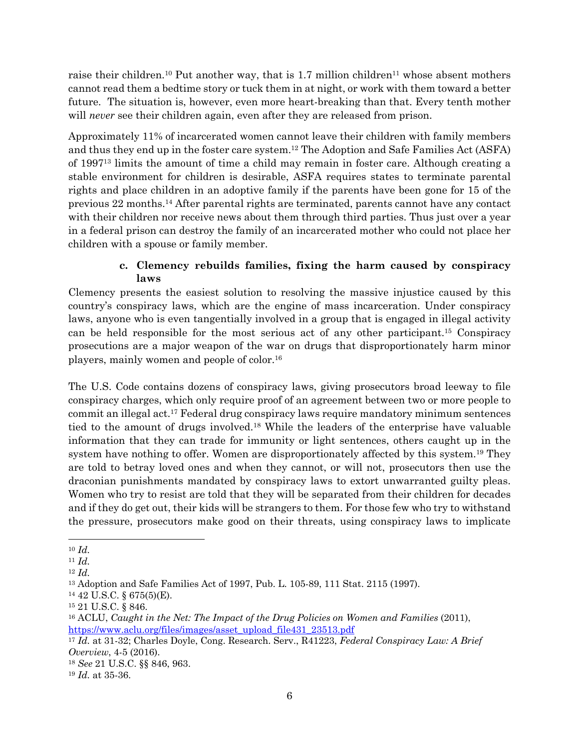raise their children.[10] Put another way, that is 1.7 million children[11] whose absent mothers cannot read them a bedtime story or tuck them in at night, or work with them toward a better future. The situation is, however, even more heart-breaking than that. Every tenth mother will *never* see their children again, even after they are released from prison.

Approximately 11% of incarcerated women cannot leave their children with family members and thus they end up in the foster care system.[12] The Adoption and Safe Families Act (ASFA) of 1997[13] limits the amount of time a child may remain in foster care. Although creating a stable environment for children is desirable, ASFA requires states to terminate parental rights and place children in an adoptive family if the parents have been gone for 15 of the previous 22 months.[14] After parental rights are terminated, parents cannot have any contact with their children nor receive news about them through third parties. Thus just over a year in a federal prison can destroy the family of an incarcerated mother who could not place her children with a spouse or family member.

### c. Clemency rebuilds families, fixing the harm caused by conspiracy laws

Clemency presents the easiest solution to resolving the massive injustice caused by this country's conspiracy laws, which are the engine of mass incarceration. Under conspiracy laws, anyone who is even tangentially involved in a group that is engaged in illegal activity can be held responsible for the most serious act of any other participant.[15] Conspiracy prosecutions are a major weapon of the war on drugs that disproportionately harm minor players, mainly women and people of color.[16]

The U.S. Code contains dozens of conspiracy laws, giving prosecutors broad leeway to file conspiracy charges, which only require proof of an agreement between two or more people to commit an illegal act.[17] Federal drug conspiracy laws require mandatory minimum sentences tied to the amount of drugs involved.[18] While the leaders of the enterprise have valuable information that they can trade for immunity or light sentences, others caught up in the system have nothing to offer. Women are disproportionately affected by this system.[19] They are told to betray loved ones and when they cannot, or will not, prosecutors then use the draconian punishments mandated by conspiracy laws to extort unwarranted guilty pleas. Women who try to resist are told that they will be separated from their children for decades and if they do get out, their kids will be strangers to them. For those few who try to withstand the pressure, prosecutors make good on their threats, using conspiracy laws to implicate

---

[10] *Id.*

[11] *Id.*

[12] *Id.*

[13] Adoption and Safe Families Act of 1997, Pub. L. 105-89, 111 Stat. 2115 (1997).

[14] 42 U.S.C. § 675(5)(E).

[15] 21 U.S.C. § 846.

[16] ACLU, *Caught in the Net: The Impact of the Drug Policies on Women and Families* (2011), https://www.aclu.org/files/images/asset_upload_file431_23513.pdf

[17] *Id.* at 31-32; Charles Doyle, Cong. Research. Serv., R41223, *Federal Conspiracy Law: A Brief Overview*, 4-5 (2016).

[18] *See* 21 U.S.C. §§ 846, 963.

[19] *Id.* at 35-36.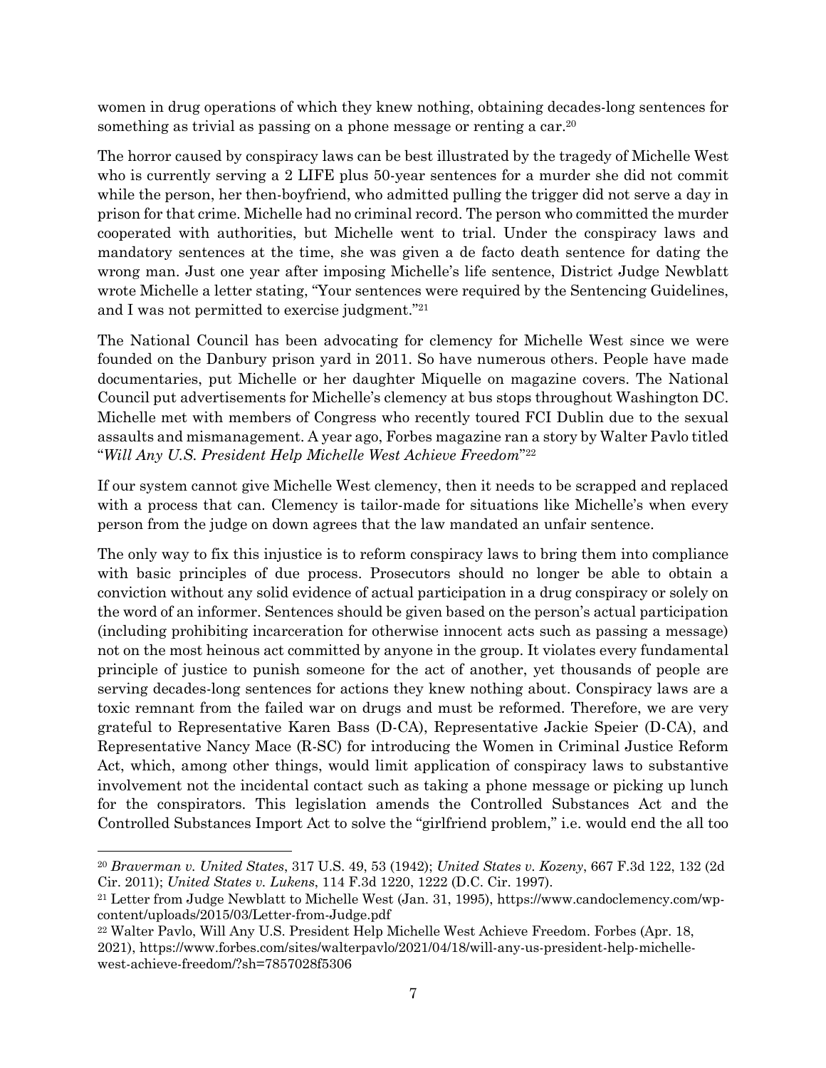women in drug operations of which they knew nothing, obtaining decades-long sentences for something as trivial as passing on a phone message or renting a car.[20]

The horror caused by conspiracy laws can be best illustrated by the tragedy of Michelle West who is currently serving a 2 LIFE plus 50-year sentences for a murder she did not commit while the person, her then-boyfriend, who admitted pulling the trigger did not serve a day in prison for that crime. Michelle had no criminal record. The person who committed the murder cooperated with authorities, but Michelle went to trial. Under the conspiracy laws and mandatory sentences at the time, she was given a de facto death sentence for dating the wrong man. Just one year after imposing Michelle's life sentence, District Judge Newblatt wrote Michelle a letter stating, "Your sentences were required by the Sentencing Guidelines, and I was not permitted to exercise judgment."[21]

The National Council has been advocating for clemency for Michelle West since we were founded on the Danbury prison yard in 2011. So have numerous others. People have made documentaries, put Michelle or her daughter Miquelle on magazine covers. The National Council put advertisements for Michelle's clemency at bus stops throughout Washington DC. Michelle met with members of Congress who recently toured FCI Dublin due to the sexual assaults and mismanagement. A year ago, Forbes magazine ran a story by Walter Pavlo titled "*Will Any U.S. President Help Michelle West Achieve Freedom*"[22]

If our system cannot give Michelle West clemency, then it needs to be scrapped and replaced with a process that can. Clemency is tailor-made for situations like Michelle's when every person from the judge on down agrees that the law mandated an unfair sentence.

The only way to fix this injustice is to reform conspiracy laws to bring them into compliance with basic principles of due process. Prosecutors should no longer be able to obtain a conviction without any solid evidence of actual participation in a drug conspiracy or solely on the word of an informer. Sentences should be given based on the person's actual participation (including prohibiting incarceration for otherwise innocent acts such as passing a message) not on the most heinous act committed by anyone in the group. It violates every fundamental principle of justice to punish someone for the act of another, yet thousands of people are serving decades-long sentences for actions they knew nothing about. Conspiracy laws are a toxic remnant from the failed war on drugs and must be reformed. Therefore, we are very grateful to Representative Karen Bass (D-CA), Representative Jackie Speier (D-CA), and Representative Nancy Mace (R-SC) for introducing the Women in Criminal Justice Reform Act, which, among other things, would limit application of conspiracy laws to substantive involvement not the incidental contact such as taking a phone message or picking up lunch for the conspirators. This legislation amends the Controlled Substances Act and the Controlled Substances Import Act to solve the "girlfriend problem," i.e. would end the all too

---

[20] *Braverman v. United States*, 317 U.S. 49, 53 (1942); *United States v. Kozeny*, 667 F.3d 122, 132 (2d Cir. 2011); *United States v. Lukens*, 114 F.3d 1220, 1222 (D.C. Cir. 1997).

[21] Letter from Judge Newblatt to Michelle West (Jan. 31, 1995), https://www.candoclemency.com/wp-content/uploads/2015/03/Letter-from-Judge.pdf

[22] Walter Pavlo, Will Any U.S. President Help Michelle West Achieve Freedom. Forbes (Apr. 18, 2021), https://www.forbes.com/sites/walterpavlo/2021/04/18/will-any-us-president-help-michelle-west-achieve-freedom/?sh=7857028f5306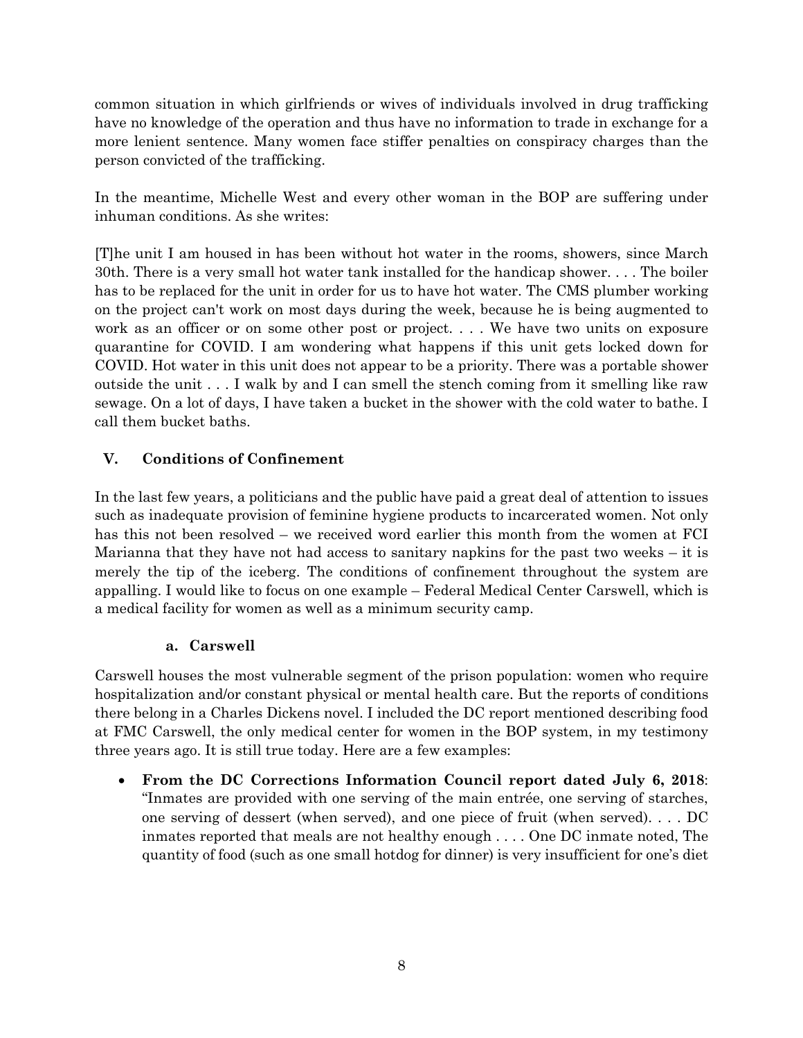common situation in which girlfriends or wives of individuals involved in drug trafficking have no knowledge of the operation and thus have no information to trade in exchange for a more lenient sentence. Many women face stiffer penalties on conspiracy charges than the person convicted of the trafficking.

In the meantime, Michelle West and every other woman in the BOP are suffering under inhuman conditions. As she writes:

[T]he unit I am housed in has been without hot water in the rooms, showers, since March 30th. There is a very small hot water tank installed for the handicap shower. . . . The boiler has to be replaced for the unit in order for us to have hot water. The CMS plumber working on the project can't work on most days during the week, because he is being augmented to work as an officer or on some other post or project. . . . We have two units on exposure quarantine for COVID. I am wondering what happens if this unit gets locked down for COVID. Hot water in this unit does not appear to be a priority. There was a portable shower outside the unit . . . I walk by and I can smell the stench coming from it smelling like raw sewage. On a lot of days, I have taken a bucket in the shower with the cold water to bathe. I call them bucket baths.

## V. Conditions of Confinement

In the last few years, a politicians and the public have paid a great deal of attention to issues such as inadequate provision of feminine hygiene products to incarcerated women. Not only has this not been resolved – we received word earlier this month from the women at FCI Marianna that they have not had access to sanitary napkins for the past two weeks – it is merely the tip of the iceberg. The conditions of confinement throughout the system are appalling. I would like to focus on one example – Federal Medical Center Carswell, which is a medical facility for women as well as a minimum security camp.

### a. Carswell

Carswell houses the most vulnerable segment of the prison population: women who require hospitalization and/or constant physical or mental health care. But the reports of conditions there belong in a Charles Dickens novel. I included the DC report mentioned describing food at FMC Carswell, the only medical center for women in the BOP system, in my testimony three years ago. It is still true today. Here are a few examples:

- **From the DC Corrections Information Council report dated July 6, 2018**: "Inmates are provided with one serving of the main entrée, one serving of starches, one serving of dessert (when served), and one piece of fruit (when served). . . . DC inmates reported that meals are not healthy enough . . . . One DC inmate noted, The quantity of food (such as one small hotdog for dinner) is very insufficient for one's diet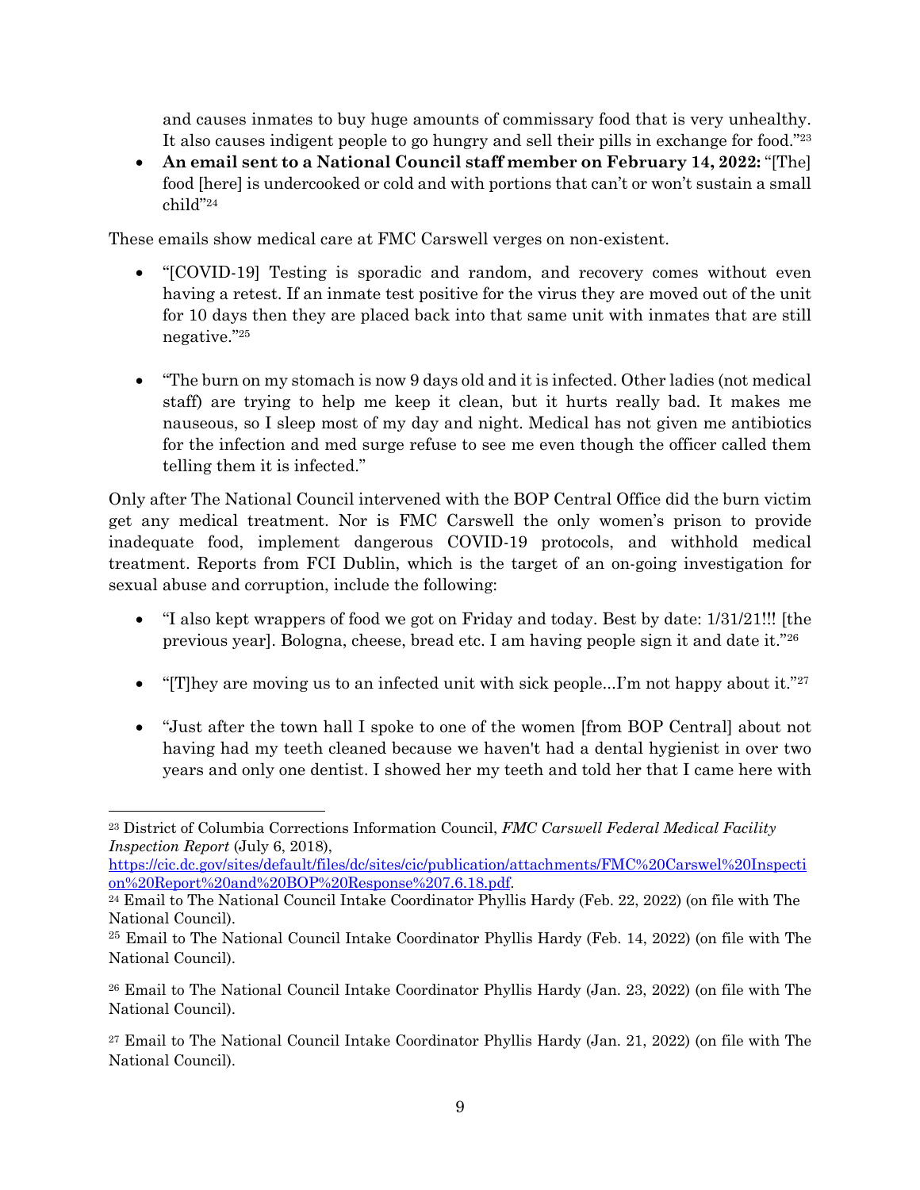and causes inmates to buy huge amounts of commissary food that is very unhealthy. It also causes indigent people to go hungry and sell their pills in exchange for food."[23]

- **An email sent to a National Council staff member on February 14, 2022:** "[The] food [here] is undercooked or cold and with portions that can't or won't sustain a small child"[24]

These emails show medical care at FMC Carswell verges on non-existent.

- "[COVID-19] Testing is sporadic and random, and recovery comes without even having a retest. If an inmate test positive for the virus they are moved out of the unit for 10 days then they are placed back into that same unit with inmates that are still negative."[25]

- "The burn on my stomach is now 9 days old and it is infected. Other ladies (not medical staff) are trying to help me keep it clean, but it hurts really bad. It makes me nauseous, so I sleep most of my day and night. Medical has not given me antibiotics for the infection and med surge refuse to see me even though the officer called them telling them it is infected."

Only after The National Council intervened with the BOP Central Office did the burn victim get any medical treatment. Nor is FMC Carswell the only women's prison to provide inadequate food, implement dangerous COVID-19 protocols, and withhold medical treatment. Reports from FCI Dublin, which is the target of an on-going investigation for sexual abuse and corruption, include the following:

- "I also kept wrappers of food we got on Friday and today. Best by date: 1/31/21!!! [the previous year]. Bologna, cheese, bread etc. I am having people sign it and date it."[26]

- "[T]hey are moving us to an infected unit with sick people...I'm not happy about it."[27]

- "Just after the town hall I spoke to one of the women [from BOP Central] about not having had my teeth cleaned because we haven't had a dental hygienist in over two years and only one dentist. I showed her my teeth and told her that I came here with

---

[23] District of Columbia Corrections Information Council, *FMC Carswell Federal Medical Facility Inspection Report* (July 6, 2018), https://cic.dc.gov/sites/default/files/dc/sites/cic/publication/attachments/FMC%20Carswel%20Inspection%20Report%20and%20BOP%20Response%207.6.18.pdf.

[24] Email to The National Council Intake Coordinator Phyllis Hardy (Feb. 22, 2022) (on file with The National Council).

[25] Email to The National Council Intake Coordinator Phyllis Hardy (Feb. 14, 2022) (on file with The National Council).

[26] Email to The National Council Intake Coordinator Phyllis Hardy (Jan. 23, 2022) (on file with The National Council).

[27] Email to The National Council Intake Coordinator Phyllis Hardy (Jan. 21, 2022) (on file with The National Council).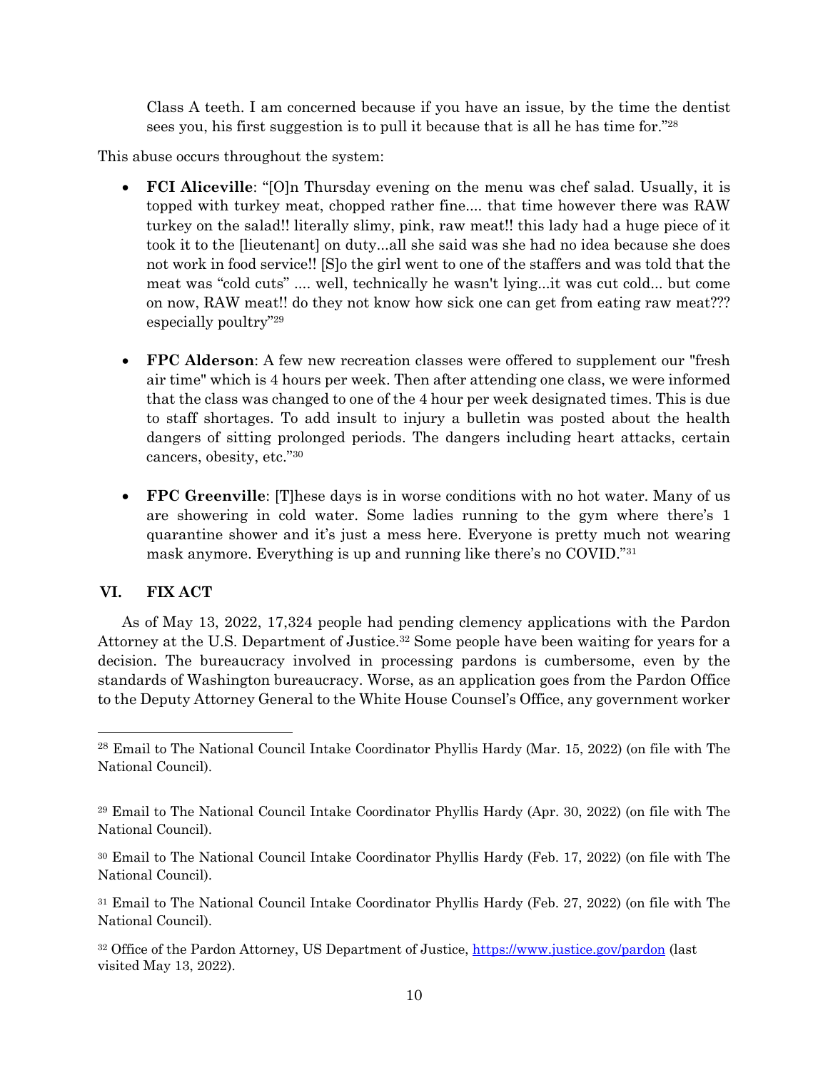Class A teeth. I am concerned because if you have an issue, by the time the dentist sees you, his first suggestion is to pull it because that is all he has time for."[28]

This abuse occurs throughout the system:

- **FCI Aliceville**: "[O]n Thursday evening on the menu was chef salad. Usually, it is topped with turkey meat, chopped rather fine.... that time however there was RAW turkey on the salad!! literally slimy, pink, raw meat!! this lady had a huge piece of it took it to the [lieutenant] on duty...all she said was she had no idea because she does not work in food service!! [S]o the girl went to one of the staffers and was told that the meat was "cold cuts" .... well, technically he wasn't lying...it was cut cold... but come on now, RAW meat!! do they not know how sick one can get from eating raw meat??? especially poultry"[29]

- **FPC Alderson**: A few new recreation classes were offered to supplement our "fresh air time" which is 4 hours per week. Then after attending one class, we were informed that the class was changed to one of the 4 hour per week designated times. This is due to staff shortages. To add insult to injury a bulletin was posted about the health dangers of sitting prolonged periods. The dangers including heart attacks, certain cancers, obesity, etc."[30]

- **FPC Greenville**: [T]hese days is in worse conditions with no hot water. Many of us are showering in cold water. Some ladies running to the gym where there's 1 quarantine shower and it's just a mess here. Everyone is pretty much not wearing mask anymore. Everything is up and running like there's no COVID."[31]

## VI. FIX ACT

As of May 13, 2022, 17,324 people had pending clemency applications with the Pardon Attorney at the U.S. Department of Justice.[32] Some people have been waiting for years for a decision. The bureaucracy involved in processing pardons is cumbersome, even by the standards of Washington bureaucracy. Worse, as an application goes from the Pardon Office to the Deputy Attorney General to the White House Counsel's Office, any government worker

---

[28] Email to The National Council Intake Coordinator Phyllis Hardy (Mar. 15, 2022) (on file with The National Council).

[29] Email to The National Council Intake Coordinator Phyllis Hardy (Apr. 30, 2022) (on file with The National Council).

[30] Email to The National Council Intake Coordinator Phyllis Hardy (Feb. 17, 2022) (on file with The National Council).

[31] Email to The National Council Intake Coordinator Phyllis Hardy (Feb. 27, 2022) (on file with The National Council).

[32] Office of the Pardon Attorney, US Department of Justice, https://www.justice.gov/pardon (last visited May 13, 2022).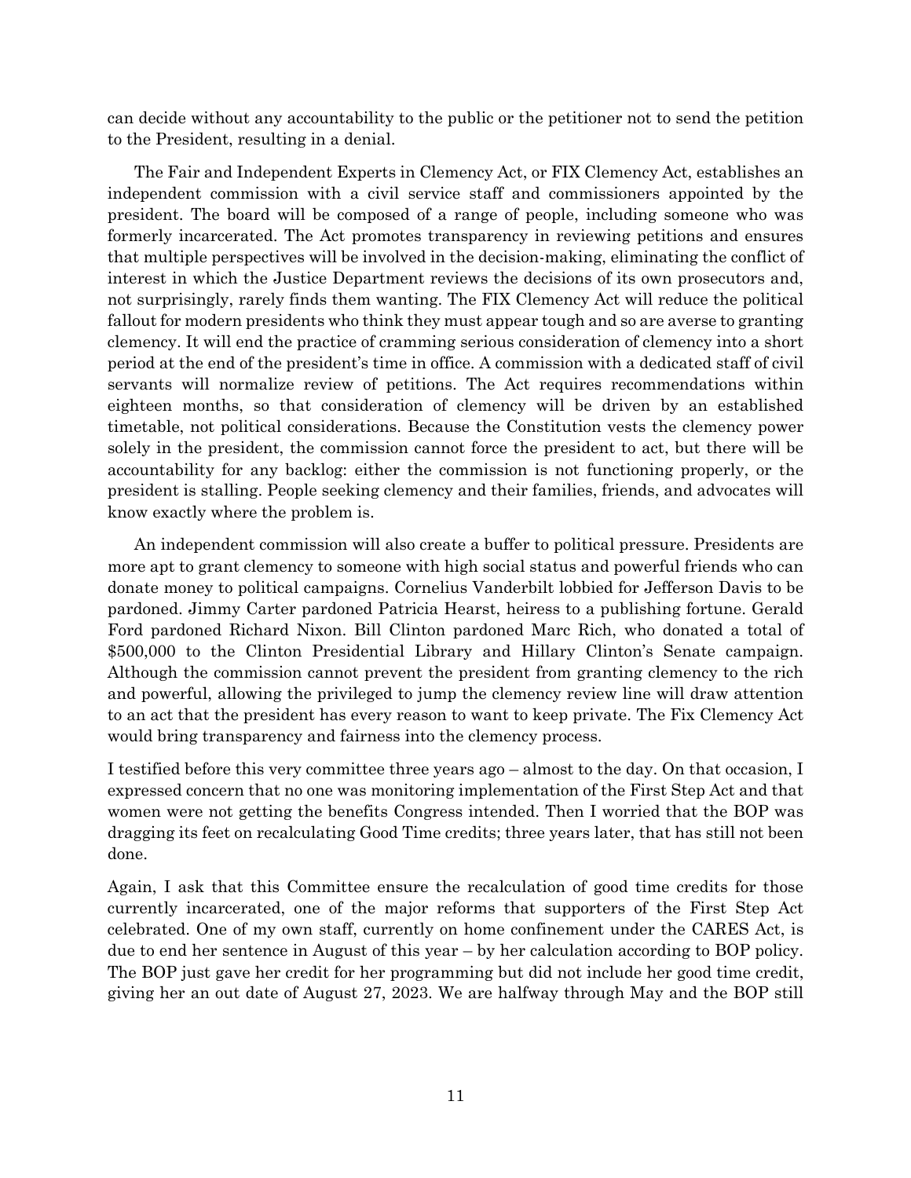can decide without any accountability to the public or the petitioner not to send the petition to the President, resulting in a denial.

The Fair and Independent Experts in Clemency Act, or FIX Clemency Act, establishes an independent commission with a civil service staff and commissioners appointed by the president. The board will be composed of a range of people, including someone who was formerly incarcerated. The Act promotes transparency in reviewing petitions and ensures that multiple perspectives will be involved in the decision-making, eliminating the conflict of interest in which the Justice Department reviews the decisions of its own prosecutors and, not surprisingly, rarely finds them wanting. The FIX Clemency Act will reduce the political fallout for modern presidents who think they must appear tough and so are averse to granting clemency. It will end the practice of cramming serious consideration of clemency into a short period at the end of the president's time in office. A commission with a dedicated staff of civil servants will normalize review of petitions. The Act requires recommendations within eighteen months, so that consideration of clemency will be driven by an established timetable, not political considerations. Because the Constitution vests the clemency power solely in the president, the commission cannot force the president to act, but there will be accountability for any backlog: either the commission is not functioning properly, or the president is stalling. People seeking clemency and their families, friends, and advocates will know exactly where the problem is.

An independent commission will also create a buffer to political pressure. Presidents are more apt to grant clemency to someone with high social status and powerful friends who can donate money to political campaigns. Cornelius Vanderbilt lobbied for Jefferson Davis to be pardoned. Jimmy Carter pardoned Patricia Hearst, heiress to a publishing fortune. Gerald Ford pardoned Richard Nixon. Bill Clinton pardoned Marc Rich, who donated a total of $500,000 to the Clinton Presidential Library and Hillary Clinton's Senate campaign. Although the commission cannot prevent the president from granting clemency to the rich and powerful, allowing the privileged to jump the clemency review line will draw attention to an act that the president has every reason to want to keep private. The Fix Clemency Act would bring transparency and fairness into the clemency process.

I testified before this very committee three years ago – almost to the day. On that occasion, I expressed concern that no one was monitoring implementation of the First Step Act and that women were not getting the benefits Congress intended. Then I worried that the BOP was dragging its feet on recalculating Good Time credits; three years later, that has still not been done.

Again, I ask that this Committee ensure the recalculation of good time credits for those currently incarcerated, one of the major reforms that supporters of the First Step Act celebrated. One of my own staff, currently on home confinement under the CARES Act, is due to end her sentence in August of this year – by her calculation according to BOP policy. The BOP just gave her credit for her programming but did not include her good time credit, giving her an out date of August 27, 2023. We are halfway through May and the BOP still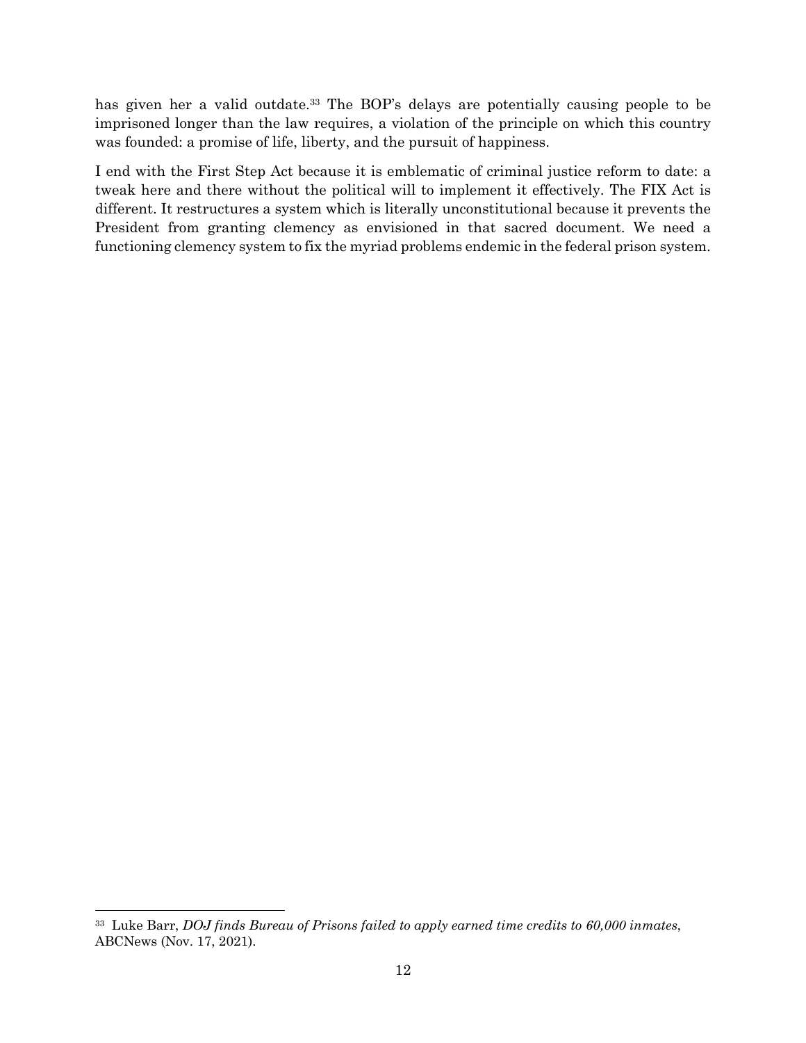has given her a valid outdate.[33] The BOP's delays are potentially causing people to be imprisoned longer than the law requires, a violation of the principle on which this country was founded: a promise of life, liberty, and the pursuit of happiness.

I end with the First Step Act because it is emblematic of criminal justice reform to date: a tweak here and there without the political will to implement it effectively. The FIX Act is different. It restructures a system which is literally unconstitutional because it prevents the President from granting clemency as envisioned in that sacred document. We need a functioning clemency system to fix the myriad problems endemic in the federal prison system.

---

[33] Luke Barr, *DOJ finds Bureau of Prisons failed to apply earned time credits to 60,000 inmates*, ABCNews (Nov. 17, 2021).